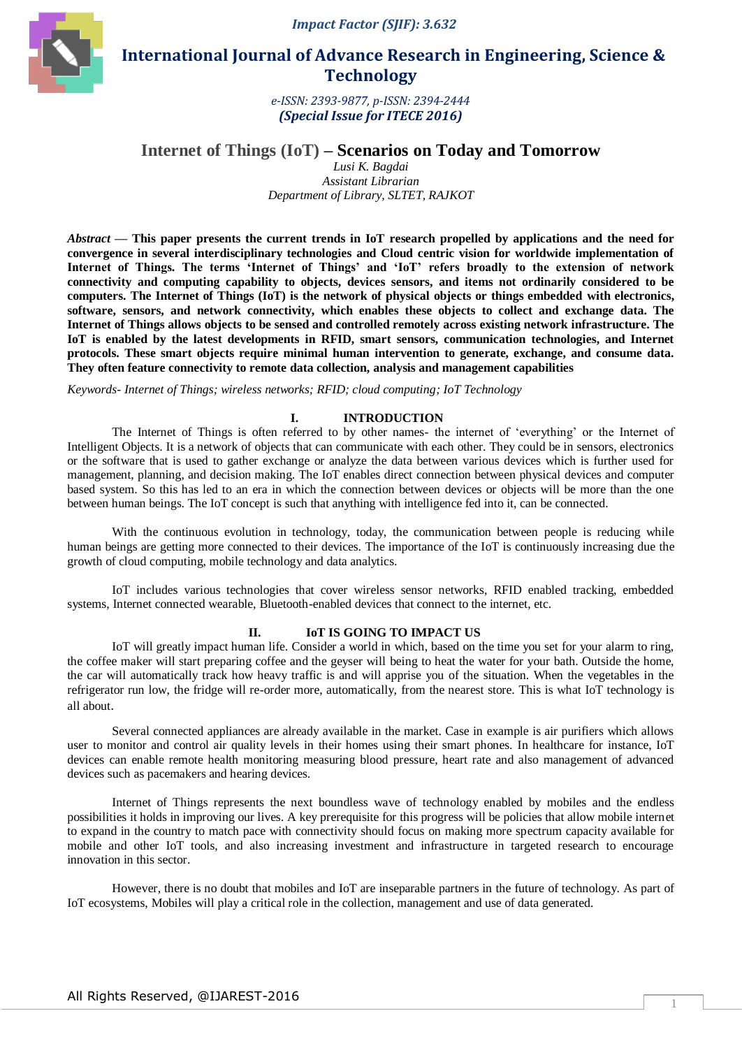# Internet of Things (IoT) – Scenarios on Today and Tomorrow

*Lusi K. Bagdai*
*Assistant Librarian*
*Department of Library, SLTET, RAJKOT*

***Abstract* — This paper presents the current trends in IoT research propelled by applications and the need for convergence in several interdisciplinary technologies and Cloud centric vision for worldwide implementation of Internet of Things. The terms 'Internet of Things' and 'IoT' refers broadly to the extension of network connectivity and computing capability to objects, devices sensors, and items not ordinarily considered to be computers. The Internet of Things (IoT) is the network of physical objects or things embedded with electronics, software, sensors, and network connectivity, which enables these objects to collect and exchange data. The Internet of Things allows objects to be sensed and controlled remotely across existing network infrastructure. The IoT is enabled by the latest developments in RFID, smart sensors, communication technologies, and Internet protocols. These smart objects require minimal human intervention to generate, exchange, and consume data. They often feature connectivity to remote data collection, analysis and management capabilities**

*Keywords- Internet of Things; wireless networks; RFID; cloud computing; IoT Technology*

## I. INTRODUCTION

The Internet of Things is often referred to by other names- the internet of 'everything' or the Internet of Intelligent Objects. It is a network of objects that can communicate with each other. They could be in sensors, electronics or the software that is used to gather exchange or analyze the data between various devices which is further used for management, planning, and decision making. The IoT enables direct connection between physical devices and computer based system. So this has led to an era in which the connection between devices or objects will be more than the one between human beings. The IoT concept is such that anything with intelligence fed into it, can be connected.

With the continuous evolution in technology, today, the communication between people is reducing while human beings are getting more connected to their devices. The importance of the IoT is continuously increasing due the growth of cloud computing, mobile technology and data analytics.

IoT includes various technologies that cover wireless sensor networks, RFID enabled tracking, embedded systems, Internet connected wearable, Bluetooth-enabled devices that connect to the internet, etc.

## II. IoT IS GOING TO IMPACT US

IoT will greatly impact human life. Consider a world in which, based on the time you set for your alarm to ring, the coffee maker will start preparing coffee and the geyser will being to heat the water for your bath. Outside the home, the car will automatically track how heavy traffic is and will apprise you of the situation. When the vegetables in the refrigerator run low, the fridge will re-order more, automatically, from the nearest store. This is what IoT technology is all about.

Several connected appliances are already available in the market. Case in example is air purifiers which allows user to monitor and control air quality levels in their homes using their smart phones. In healthcare for instance, IoT devices can enable remote health monitoring measuring blood pressure, heart rate and also management of advanced devices such as pacemakers and hearing devices.

Internet of Things represents the next boundless wave of technology enabled by mobiles and the endless possibilities it holds in improving our lives. A key prerequisite for this progress will be policies that allow mobile internet to expand in the country to match pace with connectivity should focus on making more spectrum capacity available for mobile and other IoT tools, and also increasing investment and infrastructure in targeted research to encourage innovation in this sector.

However, there is no doubt that mobiles and IoT are inseparable partners in the future of technology. As part of IoT ecosystems, Mobiles will play a critical role in the collection, management and use of data generated.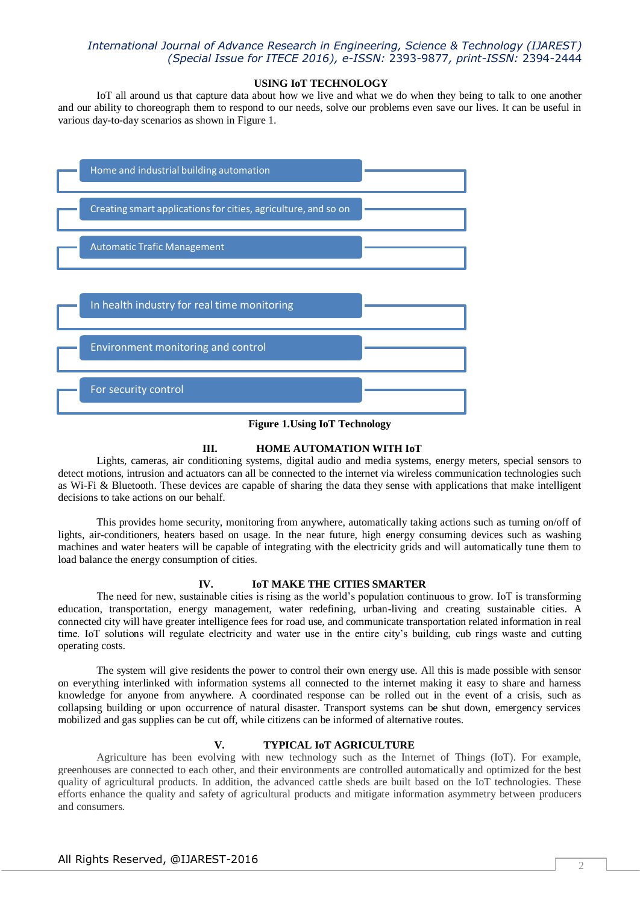**USING IoT TECHNOLOGY**

IoT all around us that capture data about how we live and what we do when they being to talk to one another and our ability to choreograph them to respond to our needs, solve our problems even save our lives. It can be useful in various day-to-day scenarios as shown in Figure 1.

- Home and industrial building automation
- Creating smart applications for cities, agriculture, and so on
- Automatic Trafic Management
- In health industry for real time monitoring
- Environment monitoring and control
- For security control

**Figure 1.Using IoT Technology**

## III. HOME AUTOMATION WITH IoT

Lights, cameras, air conditioning systems, digital audio and media systems, energy meters, special sensors to detect motions, intrusion and actuators can all be connected to the internet via wireless communication technologies such as Wi-Fi & Bluetooth. These devices are capable of sharing the data they sense with applications that make intelligent decisions to take actions on our behalf.

This provides home security, monitoring from anywhere, automatically taking actions such as turning on/off of lights, air-conditioners, heaters based on usage. In the near future, high energy consuming devices such as washing machines and water heaters will be capable of integrating with the electricity grids and will automatically tune them to load balance the energy consumption of cities.

## IV. IoT MAKE THE CITIES SMARTER

The need for new, sustainable cities is rising as the world's population continuous to grow. IoT is transforming education, transportation, energy management, water redefining, urban-living and creating sustainable cities. A connected city will have greater intelligence fees for road use, and communicate transportation related information in real time. IoT solutions will regulate electricity and water use in the entire city's building, cub rings waste and cutting operating costs.

The system will give residents the power to control their own energy use. All this is made possible with sensor on everything interlinked with information systems all connected to the internet making it easy to share and harness knowledge for anyone from anywhere. A coordinated response can be rolled out in the event of a crisis, such as collapsing building or upon occurrence of natural disaster. Transport systems can be shut down, emergency services mobilized and gas supplies can be cut off, while citizens can be informed of alternative routes.

## V. TYPICAL IoT AGRICULTURE

Agriculture has been evolving with new technology such as the Internet of Things (IoT). For example, greenhouses are connected to each other, and their environments are controlled automatically and optimized for the best quality of agricultural products. In addition, the advanced cattle sheds are built based on the IoT technologies. These efforts enhance the quality and safety of agricultural products and mitigate information asymmetry between producers and consumers.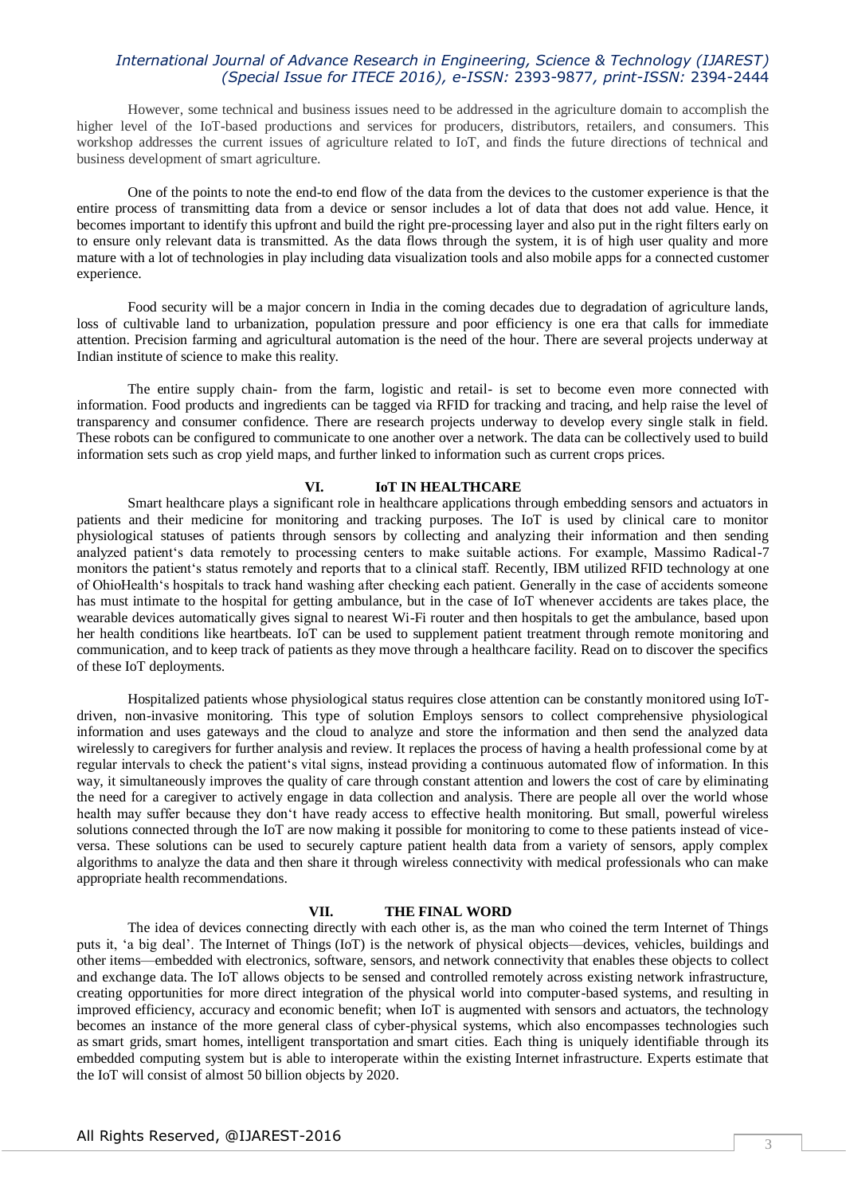However, some technical and business issues need to be addressed in the agriculture domain to accomplish the higher level of the IoT-based productions and services for producers, distributors, retailers, and consumers. This workshop addresses the current issues of agriculture related to IoT, and finds the future directions of technical and business development of smart agriculture.

One of the points to note the end-to end flow of the data from the devices to the customer experience is that the entire process of transmitting data from a device or sensor includes a lot of data that does not add value. Hence, it becomes important to identify this upfront and build the right pre-processing layer and also put in the right filters early on to ensure only relevant data is transmitted. As the data flows through the system, it is of high user quality and more mature with a lot of technologies in play including data visualization tools and also mobile apps for a connected customer experience.

Food security will be a major concern in India in the coming decades due to degradation of agriculture lands, loss of cultivable land to urbanization, population pressure and poor efficiency is one era that calls for immediate attention. Precision farming and agricultural automation is the need of the hour. There are several projects underway at Indian institute of science to make this reality.

The entire supply chain- from the farm, logistic and retail- is set to become even more connected with information. Food products and ingredients can be tagged via RFID for tracking and tracing, and help raise the level of transparency and consumer confidence. There are research projects underway to develop every single stalk in field. These robots can be configured to communicate to one another over a network. The data can be collectively used to build information sets such as crop yield maps, and further linked to information such as current crops prices.

## VI. IoT IN HEALTHCARE

Smart healthcare plays a significant role in healthcare applications through embedding sensors and actuators in patients and their medicine for monitoring and tracking purposes. The IoT is used by clinical care to monitor physiological statuses of patients through sensors by collecting and analyzing their information and then sending analyzed patient's data remotely to processing centers to make suitable actions. For example, Massimo Radical-7 monitors the patient's status remotely and reports that to a clinical staff. Recently, IBM utilized RFID technology at one of OhioHealth's hospitals to track hand washing after checking each patient. Generally in the case of accidents someone has must intimate to the hospital for getting ambulance, but in the case of IoT whenever accidents are takes place, the wearable devices automatically gives signal to nearest Wi-Fi router and then hospitals to get the ambulance, based upon her health conditions like heartbeats. IoT can be used to supplement patient treatment through remote monitoring and communication, and to keep track of patients as they move through a healthcare facility. Read on to discover the specifics of these IoT deployments.

Hospitalized patients whose physiological status requires close attention can be constantly monitored using IoT-driven, non-invasive monitoring. This type of solution Employs sensors to collect comprehensive physiological information and uses gateways and the cloud to analyze and store the information and then send the analyzed data wirelessly to caregivers for further analysis and review. It replaces the process of having a health professional come by at regular intervals to check the patient's vital signs, instead providing a continuous automated flow of information. In this way, it simultaneously improves the quality of care through constant attention and lowers the cost of care by eliminating the need for a caregiver to actively engage in data collection and analysis. There are people all over the world whose health may suffer because they don't have ready access to effective health monitoring. But small, powerful wireless solutions connected through the IoT are now making it possible for monitoring to come to these patients instead of vice-versa. These solutions can be used to securely capture patient health data from a variety of sensors, apply complex algorithms to analyze the data and then share it through wireless connectivity with medical professionals who can make appropriate health recommendations.

## VII. THE FINAL WORD

The idea of devices connecting directly with each other is, as the man who coined the term Internet of Things puts it, 'a big deal'. The Internet of Things (IoT) is the network of physical objects—devices, vehicles, buildings and other items—embedded with electronics, software, sensors, and network connectivity that enables these objects to collect and exchange data. The IoT allows objects to be sensed and controlled remotely across existing network infrastructure, creating opportunities for more direct integration of the physical world into computer-based systems, and resulting in improved efficiency, accuracy and economic benefit; when IoT is augmented with sensors and actuators, the technology becomes an instance of the more general class of cyber-physical systems, which also encompasses technologies such as smart grids, smart homes, intelligent transportation and smart cities. Each thing is uniquely identifiable through its embedded computing system but is able to interoperate within the existing Internet infrastructure. Experts estimate that the IoT will consist of almost 50 billion objects by 2020.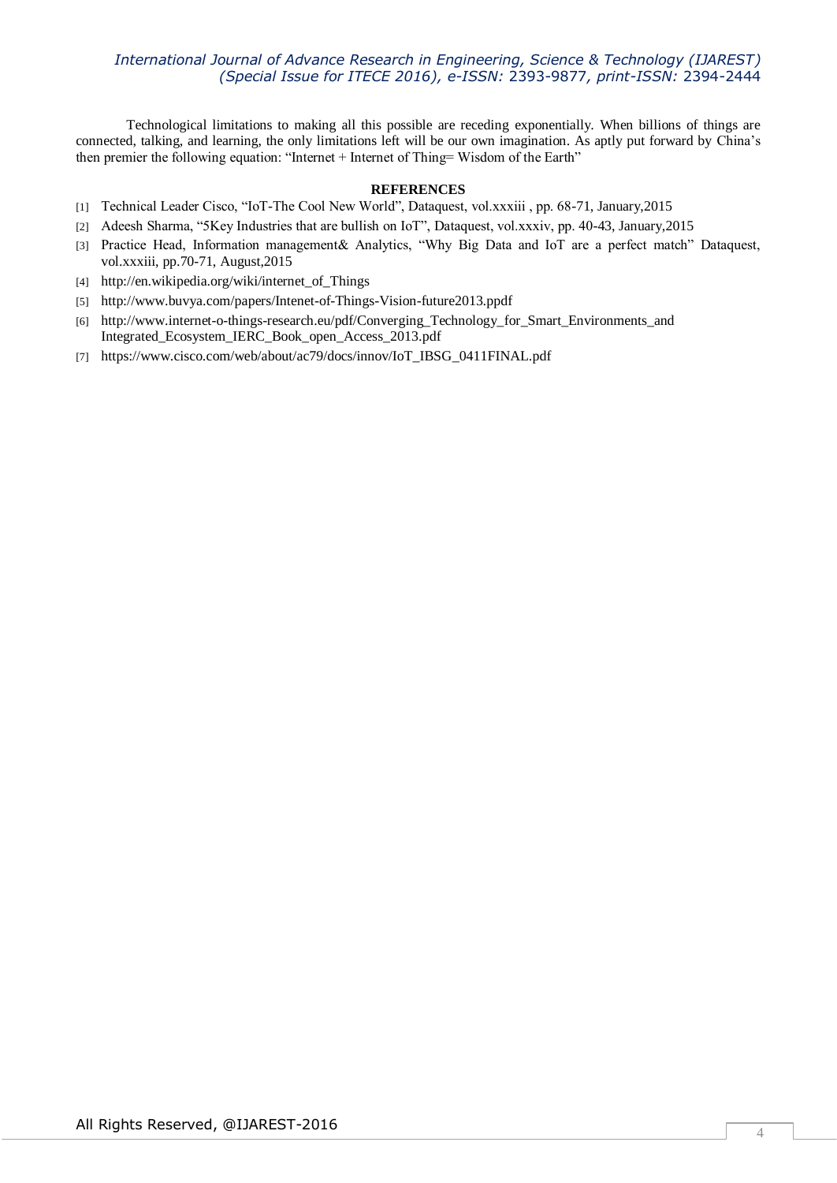Technological limitations to making all this possible are receding exponentially. When billions of things are connected, talking, and learning, the only limitations left will be our own imagination. As aptly put forward by China's then premier the following equation: "Internet + Internet of Thing= Wisdom of the Earth"

## REFERENCES

[1] Technical Leader Cisco, "IoT-The Cool New World", Dataquest, vol.xxxiii , pp. 68-71, January,2015

[2] Adeesh Sharma, "5Key Industries that are bullish on IoT", Dataquest, vol.xxxiv, pp. 40-43, January,2015

[3] Practice Head, Information management& Analytics, "Why Big Data and IoT are a perfect match" Dataquest, vol.xxxiii, pp.70-71, August,2015

[4] http://en.wikipedia.org/wiki/internet_of_Things

[5] http://www.buvya.com/papers/Intenet-of-Things-Vision-future2013.ppdf

[6] http://www.internet-o-things-research.eu/pdf/Converging_Technology_for_Smart_Environments_and Integrated_Ecosystem_IERC_Book_open_Access_2013.pdf

[7] https://www.cisco.com/web/about/ac79/docs/innov/IoT_IBSG_0411FINAL.pdf